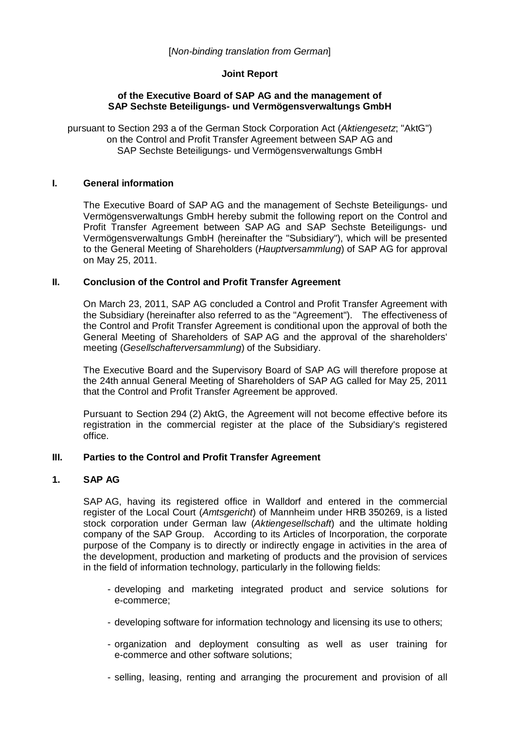[*Non-binding translation from German*]

**Joint Report**

**of the Executive Board of SAP AG and the management of SAP Sechste Beteiligungs- und Vermögensverwaltungs GmbH**

pursuant to Section 293 a of the German Stock Corporation Act (*Aktiengesetz*; "AktG") on the Control and Profit Transfer Agreement between SAP AG and SAP Sechste Beteiligungs- und Vermögensverwaltungs GmbH

## I. General information

The Executive Board of SAP AG and the management of Sechste Beteiligungs- und Vermögensverwaltungs GmbH hereby submit the following report on the Control and Profit Transfer Agreement between SAP AG and SAP Sechste Beteiligungs- und Vermögensverwaltungs GmbH (hereinafter the "Subsidiary"), which will be presented to the General Meeting of Shareholders (*Hauptversammlung*) of SAP AG for approval on May 25, 2011.

## II. Conclusion of the Control and Profit Transfer Agreement

On March 23, 2011, SAP AG concluded a Control and Profit Transfer Agreement with the Subsidiary (hereinafter also referred to as the "Agreement"). The effectiveness of the Control and Profit Transfer Agreement is conditional upon the approval of both the General Meeting of Shareholders of SAP AG and the approval of the shareholders' meeting (*Gesellschafterversammlung*) of the Subsidiary.

The Executive Board and the Supervisory Board of SAP AG will therefore propose at the 24th annual General Meeting of Shareholders of SAP AG called for May 25, 2011 that the Control and Profit Transfer Agreement be approved.

Pursuant to Section 294 (2) AktG, the Agreement will not become effective before its registration in the commercial register at the place of the Subsidiary's registered office.

## III. Parties to the Control and Profit Transfer Agreement

### 1. SAP AG

SAP AG, having its registered office in Walldorf and entered in the commercial register of the Local Court (*Amtsgericht*) of Mannheim under HRB 350269, is a listed stock corporation under German law (*Aktiengesellschaft*) and the ultimate holding company of the SAP Group. According to its Articles of Incorporation, the corporate purpose of the Company is to directly or indirectly engage in activities in the area of the development, production and marketing of products and the provision of services in the field of information technology, particularly in the following fields:

- developing and marketing integrated product and service solutions for e-commerce;
- developing software for information technology and licensing its use to others;
- organization and deployment consulting as well as user training for e-commerce and other software solutions;
- selling, leasing, renting and arranging the procurement and provision of all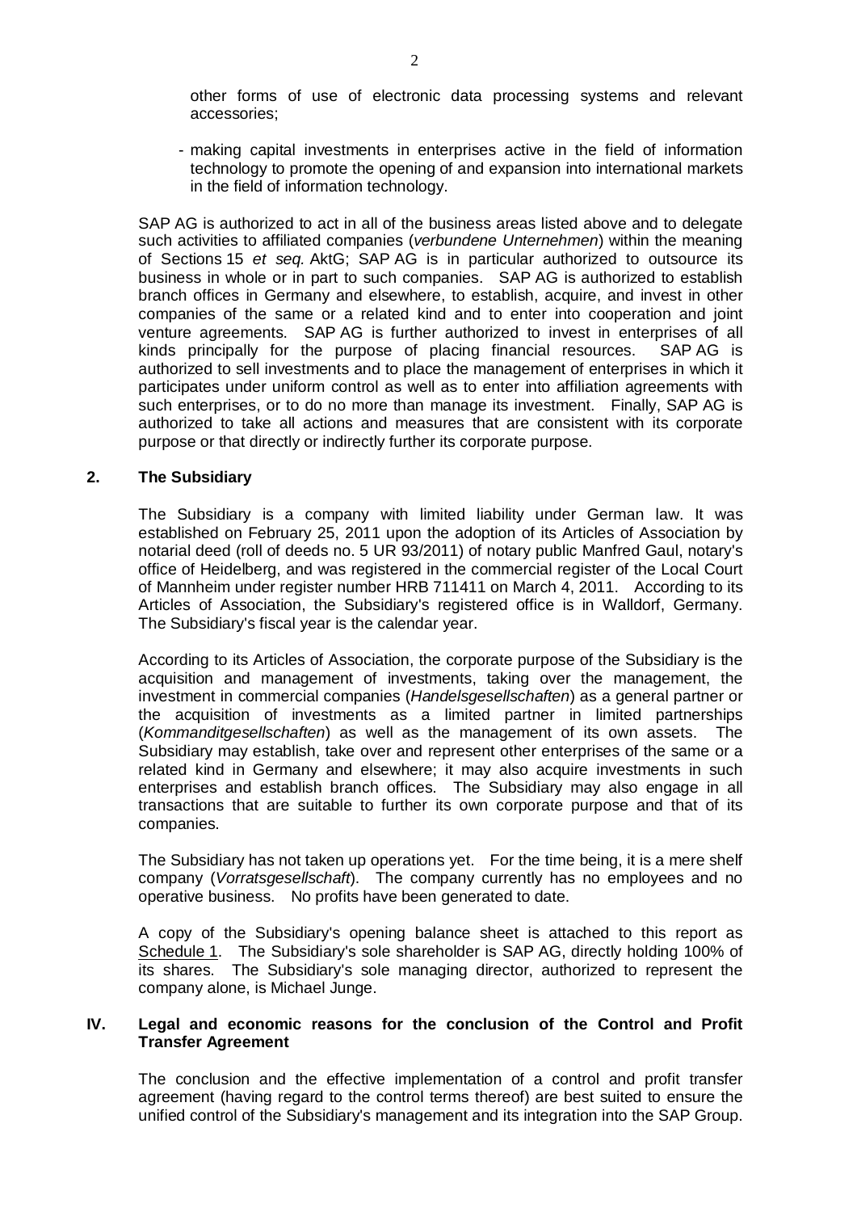other forms of use of electronic data processing systems and relevant accessories;

- making capital investments in enterprises active in the field of information technology to promote the opening of and expansion into international markets in the field of information technology.

SAP AG is authorized to act in all of the business areas listed above and to delegate such activities to affiliated companies (*verbundene Unternehmen*) within the meaning of Sections 15 *et seq.* AktG; SAP AG is in particular authorized to outsource its business in whole or in part to such companies. SAP AG is authorized to establish branch offices in Germany and elsewhere, to establish, acquire, and invest in other companies of the same or a related kind and to enter into cooperation and joint venture agreements. SAP AG is further authorized to invest in enterprises of all kinds principally for the purpose of placing financial resources. SAP AG is authorized to sell investments and to place the management of enterprises in which it participates under uniform control as well as to enter into affiliation agreements with such enterprises, or to do no more than manage its investment. Finally, SAP AG is authorized to take all actions and measures that are consistent with its corporate purpose or that directly or indirectly further its corporate purpose.

**2. The Subsidiary**

The Subsidiary is a company with limited liability under German law. It was established on February 25, 2011 upon the adoption of its Articles of Association by notarial deed (roll of deeds no. 5 UR 93/2011) of notary public Manfred Gaul, notary's office of Heidelberg, and was registered in the commercial register of the Local Court of Mannheim under register number HRB 711411 on March 4, 2011. According to its Articles of Association, the Subsidiary's registered office is in Walldorf, Germany. The Subsidiary's fiscal year is the calendar year.

According to its Articles of Association, the corporate purpose of the Subsidiary is the acquisition and management of investments, taking over the management, the investment in commercial companies (*Handelsgesellschaften*) as a general partner or the acquisition of investments as a limited partner in limited partnerships (*Kommanditgesellschaften*) as well as the management of its own assets. The Subsidiary may establish, take over and represent other enterprises of the same or a related kind in Germany and elsewhere; it may also acquire investments in such enterprises and establish branch offices. The Subsidiary may also engage in all transactions that are suitable to further its own corporate purpose and that of its companies.

The Subsidiary has not taken up operations yet. For the time being, it is a mere shelf company (*Vorratsgesellschaft*). The company currently has no employees and no operative business. No profits have been generated to date.

A copy of the Subsidiary's opening balance sheet is attached to this report as Schedule 1. The Subsidiary's sole shareholder is SAP AG, directly holding 100% of its shares. The Subsidiary's sole managing director, authorized to represent the company alone, is Michael Junge.

**IV. Legal and economic reasons for the conclusion of the Control and Profit Transfer Agreement**

The conclusion and the effective implementation of a control and profit transfer agreement (having regard to the control terms thereof) are best suited to ensure the unified control of the Subsidiary's management and its integration into the SAP Group.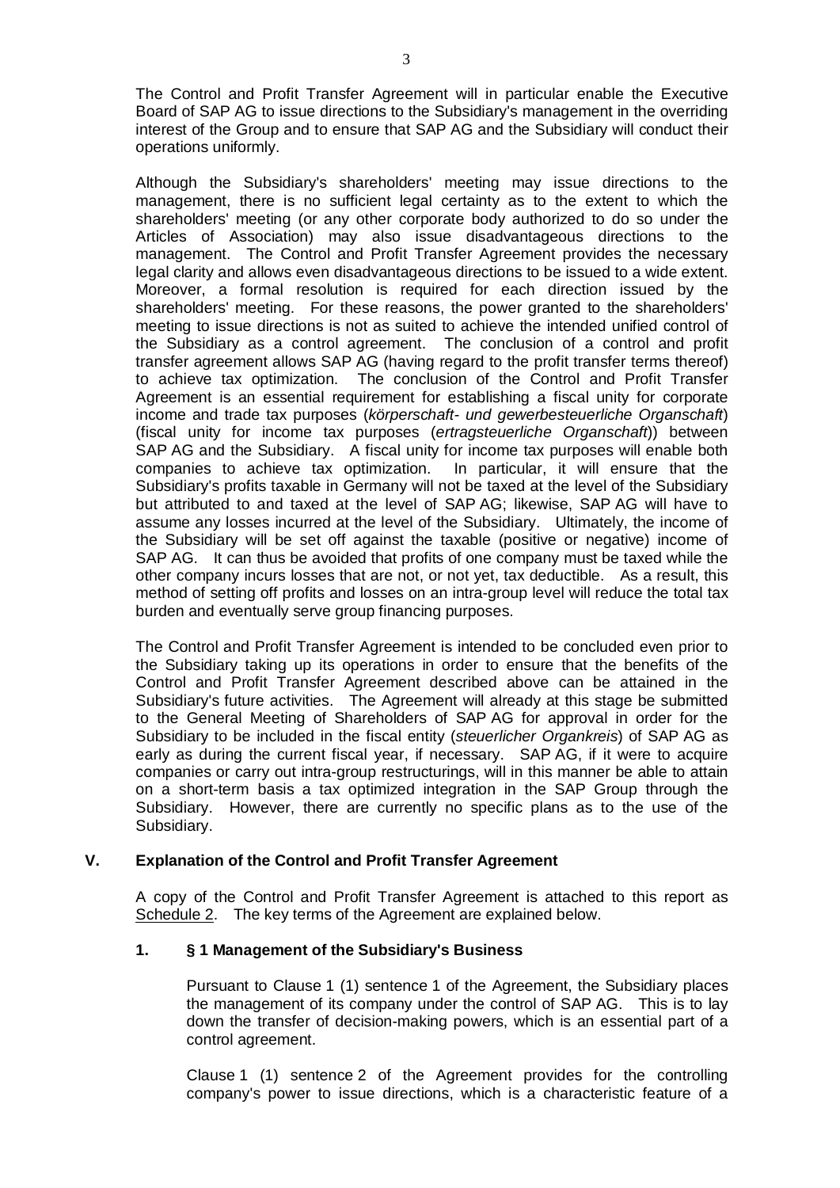The Control and Profit Transfer Agreement will in particular enable the Executive Board of SAP AG to issue directions to the Subsidiary's management in the overriding interest of the Group and to ensure that SAP AG and the Subsidiary will conduct their operations uniformly.

Although the Subsidiary's shareholders' meeting may issue directions to the management, there is no sufficient legal certainty as to the extent to which the shareholders' meeting (or any other corporate body authorized to do so under the Articles of Association) may also issue disadvantageous directions to the management. The Control and Profit Transfer Agreement provides the necessary legal clarity and allows even disadvantageous directions to be issued to a wide extent. Moreover, a formal resolution is required for each direction issued by the shareholders' meeting. For these reasons, the power granted to the shareholders' meeting to issue directions is not as suited to achieve the intended unified control of the Subsidiary as a control agreement. The conclusion of a control and profit transfer agreement allows SAP AG (having regard to the profit transfer terms thereof) to achieve tax optimization. The conclusion of the Control and Profit Transfer Agreement is an essential requirement for establishing a fiscal unity for corporate income and trade tax purposes (*körperschaft- und gewerbesteuerliche Organschaft*) (fiscal unity for income tax purposes (*ertragsteuerliche Organschaft*)) between SAP AG and the Subsidiary. A fiscal unity for income tax purposes will enable both companies to achieve tax optimization. In particular, it will ensure that the Subsidiary's profits taxable in Germany will not be taxed at the level of the Subsidiary but attributed to and taxed at the level of SAP AG; likewise, SAP AG will have to assume any losses incurred at the level of the Subsidiary. Ultimately, the income of the Subsidiary will be set off against the taxable (positive or negative) income of SAP AG. It can thus be avoided that profits of one company must be taxed while the other company incurs losses that are not, or not yet, tax deductible. As a result, this method of setting off profits and losses on an intra-group level will reduce the total tax burden and eventually serve group financing purposes.

The Control and Profit Transfer Agreement is intended to be concluded even prior to the Subsidiary taking up its operations in order to ensure that the benefits of the Control and Profit Transfer Agreement described above can be attained in the Subsidiary's future activities. The Agreement will already at this stage be submitted to the General Meeting of Shareholders of SAP AG for approval in order for the Subsidiary to be included in the fiscal entity (*steuerlicher Organkreis*) of SAP AG as early as during the current fiscal year, if necessary. SAP AG, if it were to acquire companies or carry out intra-group restructurings, will in this manner be able to attain on a short-term basis a tax optimized integration in the SAP Group through the Subsidiary. However, there are currently no specific plans as to the use of the Subsidiary.

## V. Explanation of the Control and Profit Transfer Agreement

A copy of the Control and Profit Transfer Agreement is attached to this report as Schedule 2. The key terms of the Agreement are explained below.

### 1. § 1 Management of the Subsidiary's Business

Pursuant to Clause 1 (1) sentence 1 of the Agreement, the Subsidiary places the management of its company under the control of SAP AG. This is to lay down the transfer of decision-making powers, which is an essential part of a control agreement.

Clause 1 (1) sentence 2 of the Agreement provides for the controlling company's power to issue directions, which is a characteristic feature of a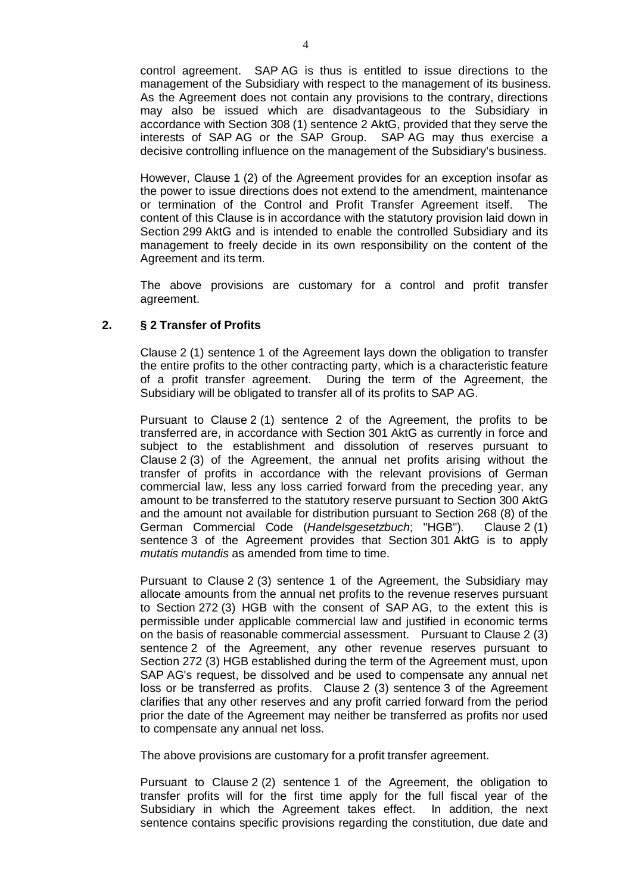control agreement. SAP AG is thus is entitled to issue directions to the management of the Subsidiary with respect to the management of its business. As the Agreement does not contain any provisions to the contrary, directions may also be issued which are disadvantageous to the Subsidiary in accordance with Section 308 (1) sentence 2 AktG, provided that they serve the interests of SAP AG or the SAP Group. SAP AG may thus exercise a decisive controlling influence on the management of the Subsidiary's business.

However, Clause 1 (2) of the Agreement provides for an exception insofar as the power to issue directions does not extend to the amendment, maintenance or termination of the Control and Profit Transfer Agreement itself. The content of this Clause is in accordance with the statutory provision laid down in Section 299 AktG and is intended to enable the controlled Subsidiary and its management to freely decide in its own responsibility on the content of the Agreement and its term.

The above provisions are customary for a control and profit transfer agreement.

## 2. § 2 Transfer of Profits

Clause 2 (1) sentence 1 of the Agreement lays down the obligation to transfer the entire profits to the other contracting party, which is a characteristic feature of a profit transfer agreement. During the term of the Agreement, the Subsidiary will be obligated to transfer all of its profits to SAP AG.

Pursuant to Clause 2 (1) sentence 2 of the Agreement, the profits to be transferred are, in accordance with Section 301 AktG as currently in force and subject to the establishment and dissolution of reserves pursuant to Clause 2 (3) of the Agreement, the annual net profits arising without the transfer of profits in accordance with the relevant provisions of German commercial law, less any loss carried forward from the preceding year, any amount to be transferred to the statutory reserve pursuant to Section 300 AktG and the amount not available for distribution pursuant to Section 268 (8) of the German Commercial Code (*Handelsgesetzbuch*; "HGB"). Clause 2 (1) sentence 3 of the Agreement provides that Section 301 AktG is to apply *mutatis mutandis* as amended from time to time.

Pursuant to Clause 2 (3) sentence 1 of the Agreement, the Subsidiary may allocate amounts from the annual net profits to the revenue reserves pursuant to Section 272 (3) HGB with the consent of SAP AG, to the extent this is permissible under applicable commercial law and justified in economic terms on the basis of reasonable commercial assessment. Pursuant to Clause 2 (3) sentence 2 of the Agreement, any other revenue reserves pursuant to Section 272 (3) HGB established during the term of the Agreement must, upon SAP AG's request, be dissolved and be used to compensate any annual net loss or be transferred as profits. Clause 2 (3) sentence 3 of the Agreement clarifies that any other reserves and any profit carried forward from the period prior the date of the Agreement may neither be transferred as profits nor used to compensate any annual net loss.

The above provisions are customary for a profit transfer agreement.

Pursuant to Clause 2 (2) sentence 1 of the Agreement, the obligation to transfer profits will for the first time apply for the full fiscal year of the Subsidiary in which the Agreement takes effect. In addition, the next sentence contains specific provisions regarding the constitution, due date and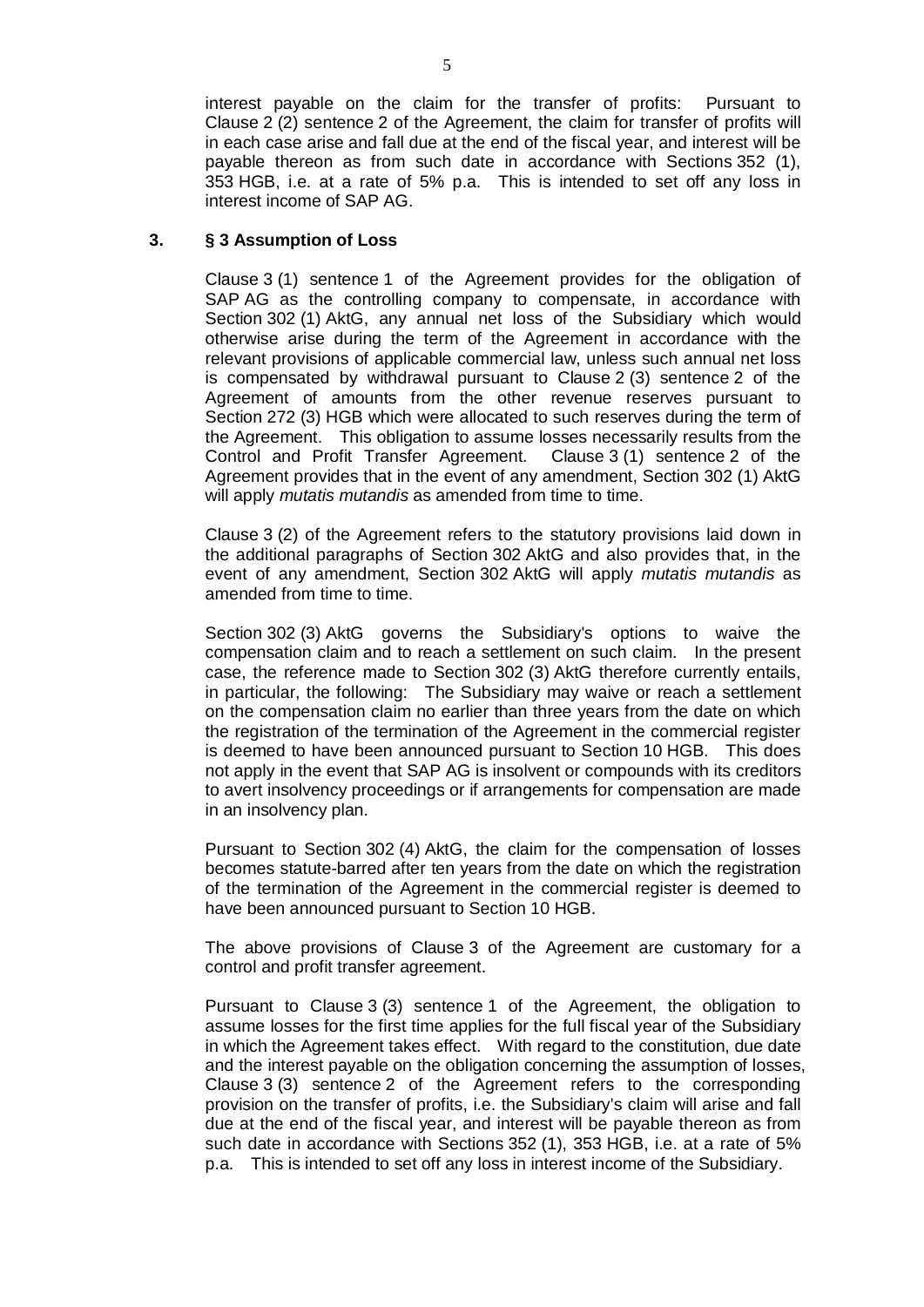interest payable on the claim for the transfer of profits: Pursuant to Clause 2 (2) sentence 2 of the Agreement, the claim for transfer of profits will in each case arise and fall due at the end of the fiscal year, and interest will be payable thereon as from such date in accordance with Sections 352 (1), 353 HGB, i.e. at a rate of 5% p.a. This is intended to set off any loss in interest income of SAP AG.

### 3. § 3 Assumption of Loss

Clause 3 (1) sentence 1 of the Agreement provides for the obligation of SAP AG as the controlling company to compensate, in accordance with Section 302 (1) AktG, any annual net loss of the Subsidiary which would otherwise arise during the term of the Agreement in accordance with the relevant provisions of applicable commercial law, unless such annual net loss is compensated by withdrawal pursuant to Clause 2 (3) sentence 2 of the Agreement of amounts from the other revenue reserves pursuant to Section 272 (3) HGB which were allocated to such reserves during the term of the Agreement. This obligation to assume losses necessarily results from the Control and Profit Transfer Agreement. Clause 3 (1) sentence 2 of the Agreement provides that in the event of any amendment, Section 302 (1) AktG will apply *mutatis mutandis* as amended from time to time.

Clause 3 (2) of the Agreement refers to the statutory provisions laid down in the additional paragraphs of Section 302 AktG and also provides that, in the event of any amendment, Section 302 AktG will apply *mutatis mutandis* as amended from time to time.

Section 302 (3) AktG governs the Subsidiary's options to waive the compensation claim and to reach a settlement on such claim. In the present case, the reference made to Section 302 (3) AktG therefore currently entails, in particular, the following: The Subsidiary may waive or reach a settlement on the compensation claim no earlier than three years from the date on which the registration of the termination of the Agreement in the commercial register is deemed to have been announced pursuant to Section 10 HGB. This does not apply in the event that SAP AG is insolvent or compounds with its creditors to avert insolvency proceedings or if arrangements for compensation are made in an insolvency plan.

Pursuant to Section 302 (4) AktG, the claim for the compensation of losses becomes statute-barred after ten years from the date on which the registration of the termination of the Agreement in the commercial register is deemed to have been announced pursuant to Section 10 HGB.

The above provisions of Clause 3 of the Agreement are customary for a control and profit transfer agreement.

Pursuant to Clause 3 (3) sentence 1 of the Agreement, the obligation to assume losses for the first time applies for the full fiscal year of the Subsidiary in which the Agreement takes effect. With regard to the constitution, due date and the interest payable on the obligation concerning the assumption of losses, Clause 3 (3) sentence 2 of the Agreement refers to the corresponding provision on the transfer of profits, i.e. the Subsidiary's claim will arise and fall due at the end of the fiscal year, and interest will be payable thereon as from such date in accordance with Sections 352 (1), 353 HGB, i.e. at a rate of 5% p.a. This is intended to set off any loss in interest income of the Subsidiary.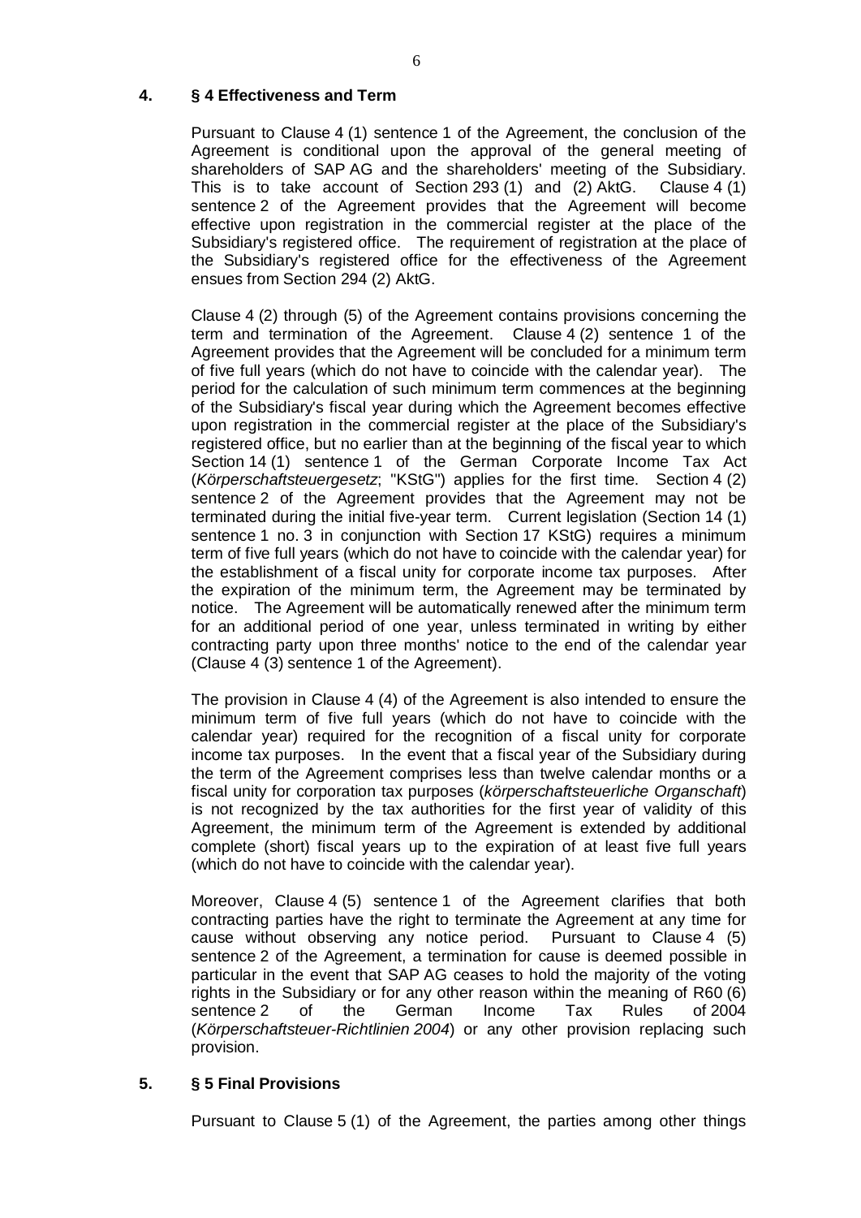## 4. § 4 Effectiveness and Term

Pursuant to Clause 4 (1) sentence 1 of the Agreement, the conclusion of the Agreement is conditional upon the approval of the general meeting of shareholders of SAP AG and the shareholders' meeting of the Subsidiary. This is to take account of Section 293 (1) and (2) AktG. Clause 4 (1) sentence 2 of the Agreement provides that the Agreement will become effective upon registration in the commercial register at the place of the Subsidiary's registered office. The requirement of registration at the place of the Subsidiary's registered office for the effectiveness of the Agreement ensues from Section 294 (2) AktG.

Clause 4 (2) through (5) of the Agreement contains provisions concerning the term and termination of the Agreement. Clause 4 (2) sentence 1 of the Agreement provides that the Agreement will be concluded for a minimum term of five full years (which do not have to coincide with the calendar year). The period for the calculation of such minimum term commences at the beginning of the Subsidiary's fiscal year during which the Agreement becomes effective upon registration in the commercial register at the place of the Subsidiary's registered office, but no earlier than at the beginning of the fiscal year to which Section 14 (1) sentence 1 of the German Corporate Income Tax Act (*Körperschaftsteuergesetz*; "KStG") applies for the first time. Section 4 (2) sentence 2 of the Agreement provides that the Agreement may not be terminated during the initial five-year term. Current legislation (Section 14 (1) sentence 1 no. 3 in conjunction with Section 17 KStG) requires a minimum term of five full years (which do not have to coincide with the calendar year) for the establishment of a fiscal unity for corporate income tax purposes. After the expiration of the minimum term, the Agreement may be terminated by notice. The Agreement will be automatically renewed after the minimum term for an additional period of one year, unless terminated in writing by either contracting party upon three months' notice to the end of the calendar year (Clause 4 (3) sentence 1 of the Agreement).

The provision in Clause 4 (4) of the Agreement is also intended to ensure the minimum term of five full years (which do not have to coincide with the calendar year) required for the recognition of a fiscal unity for corporate income tax purposes. In the event that a fiscal year of the Subsidiary during the term of the Agreement comprises less than twelve calendar months or a fiscal unity for corporation tax purposes (*körperschaftsteuerliche Organschaft*) is not recognized by the tax authorities for the first year of validity of this Agreement, the minimum term of the Agreement is extended by additional complete (short) fiscal years up to the expiration of at least five full years (which do not have to coincide with the calendar year).

Moreover, Clause 4 (5) sentence 1 of the Agreement clarifies that both contracting parties have the right to terminate the Agreement at any time for cause without observing any notice period. Pursuant to Clause 4 (5) sentence 2 of the Agreement, a termination for cause is deemed possible in particular in the event that SAP AG ceases to hold the majority of the voting rights in the Subsidiary or for any other reason within the meaning of R60 (6) sentence 2 of the German Income Tax Rules of 2004 (*Körperschaftsteuer-Richtlinien 2004*) or any other provision replacing such provision.

## 5. § 5 Final Provisions

Pursuant to Clause 5 (1) of the Agreement, the parties among other things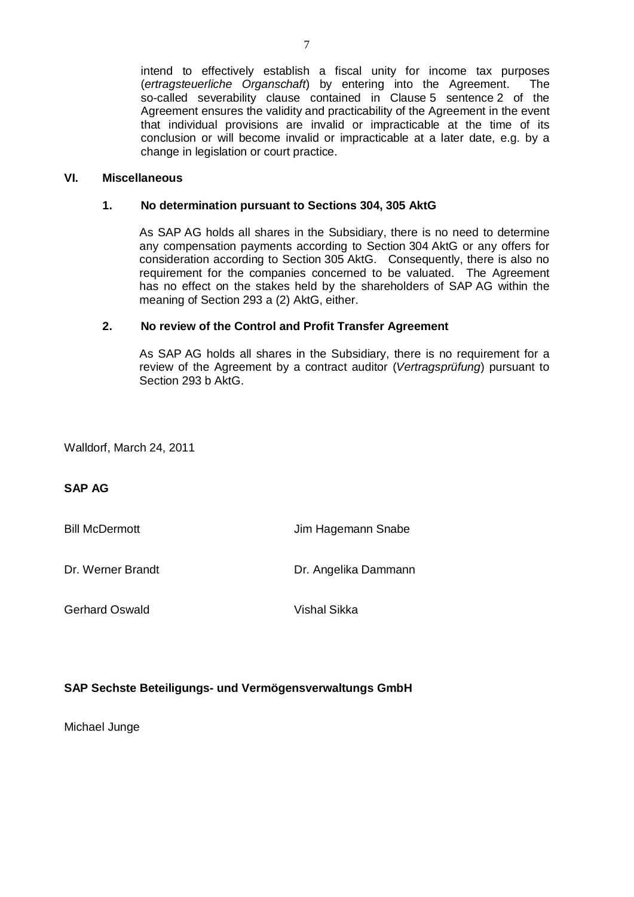intend to effectively establish a fiscal unity for income tax purposes (*ertragsteuerliche Organschaft*) by entering into the Agreement. The so-called severability clause contained in Clause 5 sentence 2 of the Agreement ensures the validity and practicability of the Agreement in the event that individual provisions are invalid or impracticable at the time of its conclusion or will become invalid or impracticable at a later date, e.g. by a change in legislation or court practice.

## VI. Miscellaneous

### 1. No determination pursuant to Sections 304, 305 AktG

As SAP AG holds all shares in the Subsidiary, there is no need to determine any compensation payments according to Section 304 AktG or any offers for consideration according to Section 305 AktG. Consequently, there is also no requirement for the companies concerned to be valuated. The Agreement has no effect on the stakes held by the shareholders of SAP AG within the meaning of Section 293 a (2) AktG, either.

### 2. No review of the Control and Profit Transfer Agreement

As SAP AG holds all shares in the Subsidiary, there is no requirement for a review of the Agreement by a contract auditor (*Vertragsprüfung*) pursuant to Section 293 b AktG.

Walldorf, March 24, 2011

**SAP AG**

Bill McDermott — Jim Hagemann Snabe

Dr. Werner Brandt — Dr. Angelika Dammann

Gerhard Oswald — Vishal Sikka

**SAP Sechste Beteiligungs- und Vermögensverwaltungs GmbH**

Michael Junge